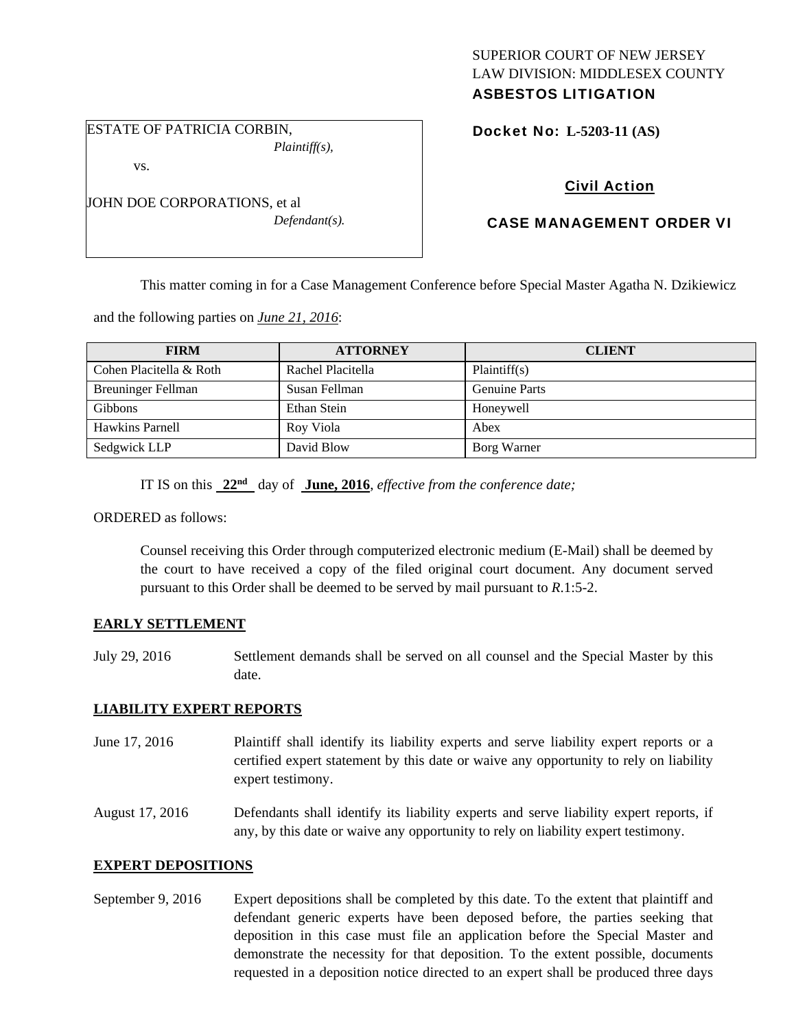SUPERIOR COURT OF NEW JERSEY
LAW DIVISION: MIDDLESEX COUNTY
**ASBESTOS LITIGATION**

ESTATE OF PATRICIA CORBIN,
*Plaintiff(s),*

vs.

JOHN DOE CORPORATIONS, et al
*Defendant(s).*

**Docket No: L-5203-11 (AS)**

**Civil Action**

**CASE MANAGEMENT ORDER VI**

This matter coming in for a Case Management Conference before Special Master Agatha N. Dzikiewicz and the following parties on *June 21, 2016*:

| FIRM | ATTORNEY | CLIENT |
|---|---|---|
| Cohen Placitella & Roth | Rachel Placitella | Plaintiff(s) |
| Breuninger Fellman | Susan Fellman | Genuine Parts |
| Gibbons | Ethan Stein | Honeywell |
| Hawkins Parnell | Roy Viola | Abex |
| Sedgwick LLP | David Blow | Borg Warner |

IT IS on this **22nd** day of **June, 2016**, *effective from the conference date;*

ORDERED as follows:

Counsel receiving this Order through computerized electronic medium (E-Mail) shall be deemed by the court to have received a copy of the filed original court document. Any document served pursuant to this Order shall be deemed to be served by mail pursuant to *R*.1:5-2.

**EARLY SETTLEMENT**

July 29, 2016 — Settlement demands shall be served on all counsel and the Special Master by this date.

**LIABILITY EXPERT REPORTS**

June 17, 2016 — Plaintiff shall identify its liability experts and serve liability expert reports or a certified expert statement by this date or waive any opportunity to rely on liability expert testimony.

August 17, 2016 — Defendants shall identify its liability experts and serve liability expert reports, if any, by this date or waive any opportunity to rely on liability expert testimony.

**EXPERT DEPOSITIONS**

September 9, 2016 — Expert depositions shall be completed by this date. To the extent that plaintiff and defendant generic experts have been deposed before, the parties seeking that deposition in this case must file an application before the Special Master and demonstrate the necessity for that deposition. To the extent possible, documents requested in a deposition notice directed to an expert shall be produced three days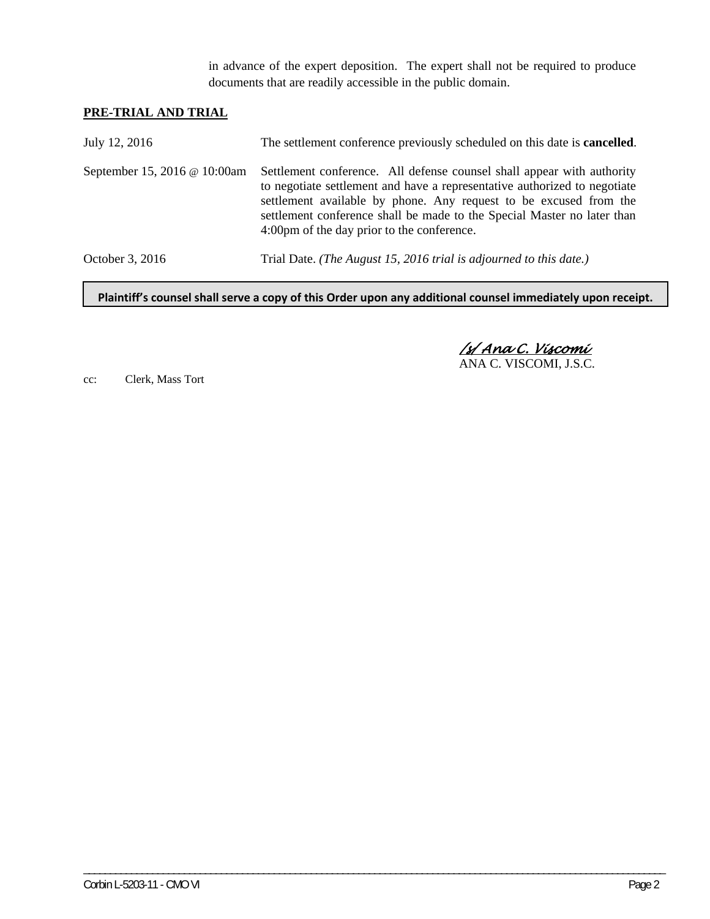in advance of the expert deposition. The expert shall not be required to produce documents that are readily accessible in the public domain.

**PRE-TRIAL AND TRIAL**

| | |
|---|---|
| July 12, 2016 | The settlement conference previously scheduled on this date is **cancelled**. |
| September 15, 2016 @ 10:00am | Settlement conference. All defense counsel shall appear with authority to negotiate settlement and have a representative authorized to negotiate settlement available by phone. Any request to be excused from the settlement conference shall be made to the Special Master no later than 4:00pm of the day prior to the conference. |
| October 3, 2016 | Trial Date. *(The August 15, 2016 trial is adjourned to this date.)* |

**Plaintiff's counsel shall serve a copy of this Order upon any additional counsel immediately upon receipt.**

*/s/ Ana C. Viscomi*
ANA C. VISCOMI, J.S.C.

cc: Clerk, Mass Tort